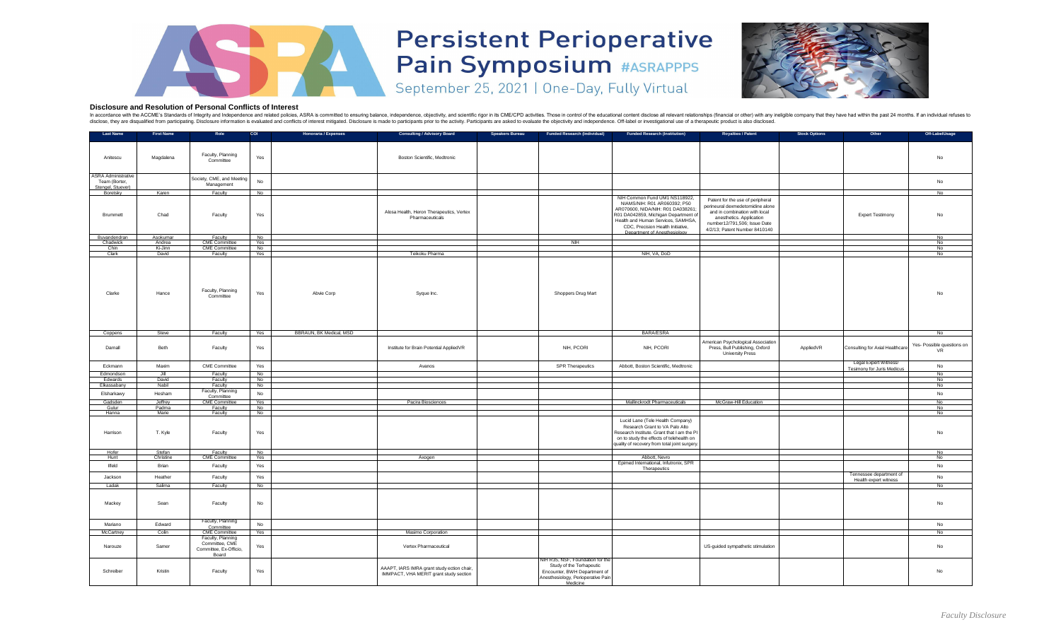# Persistent Perioperative Pain Symposium #ASRAPPPS

September 25, 2021 | One-Day, Fully Virtual

### Disclosure and Resolution of Personal Conflicts of Interest

In accordance with the ACCME's Standards of Integrity and Independence and related policies, ASRA is committed to ensuring balance, independence, objectivity, and scientific rigor in its CME/CPD activities. Those in control of the educational content disclose all relevant relationships (financial or other) with any ineligible company that they have had within the past 24 months. If an individual refuses to disclose, they are disqualified from participating. Disclosure information is evaluated and conflicts of interest mitigated. Disclosure is made to participants prior to the activity. Participants are asked to evaluate the objectivity and independence. Off-label or investigational use of a therapeutic product is also disclosed.

| Last Name | First Name | Role | COI | Honoraria / Expenses | Consulting / Advisory Board | Speakers Bureau | Funded Research (Individual) | Funded Research (Institution) | Royalties / Patent | Stock Options | Other | Off-Label/Usage |
|---|---|---|---|---|---|---|---|---|---|---|---|---|
| Anitescu | Magdalena | Faculty, Planning Committee | Yes | | Boston Scientific, Medtronic | | | | | | | No |
| ASRA Administrative Team (Borter, Stengel, Stuever) | | Society, CME, and Meeting Management | No | | | | | | | | | No |
| Boretsky | Karen | Faculty | No | | | | | | | | | No |
| Brummett | Chad | Faculty | Yes | | Alosa Health, Heron Therapeutics, Vertex Pharmaceuticals | | | NIH Common Fund UM1 NS118922, NIAMS/NIH: R01 AR060392; P50 AR070600, NIDA/NIH: R01 DA038261; R01 DA042859, Michigan Department of Health and Human Services, SAMHSA, CDC, Precision Health Initiative, Department of Anesthesiology | Patent for the use of peripheral perineural dexmedetomidine alone and in combination with local anesthetics. Application number12/791,506; Issue Date 4/2/13; Patent Number 8410140 | | Expert Testimony | No |
| Buvanendran | Asokumar | Faculty | No | | | | | | | | | No |
| Chadwick | Andrea | CME Committee | Yes | | | | NIH | | | | | No |
| Chin | Ki-Jinn | CME Committee | No | | | | | | | | | No |
| Clark | David | Faculty | Yes | | Teikoku Pharma | | | NIH, VA, DoD | | | | No |
| Clarke | Hance | Faculty, Planning Committee | Yes | Abvie Corp | Syque Inc. | | Shoppers Drug Mart | | | | | No |
| Coppens | Steve | Faculty | Yes | BBRAUN, BK Medical, MSD | | | | BARA/ESRA | | | | No |
| Darnall | Beth | Faculty | Yes | | Institute for Brain Potential AppliedVR | | NIH, PCORI | NIH, PCORI | American Psychological Association Press, Bull Publishing, Oxford University Press | AppliedVR | Consulting for Axial Healthcare | Yes- Possible questions on VR |
| Eckmann | Maxim | CME Committee | Yes | | Avanos | | SPR Therapeutics | Abbott, Boston Scientific, Medtronic | | | Legal Expert Witness/ Tesimony for Juris Medicus | No |
| Edmondson | Jill | Faculty | No | | | | | | | | | No |
| Edwards | David | Faculty | No | | | | | | | | | No |
| Elkassabany | Nabil | Faculty | No | | | | | | | | | No |
| Elsharkawy | Hesham | Faculty, Planning Committee | No | | | | | | | | | No |
| Gadsden | Jeffrey | CME Committee | Yes | | Pacira Biosciences | | | Mallinckrodt Pharmaceuticals | McGraw-Hill Education | | | No |
| Gulur | Padma | Faculty | No | | | | | | | | | No |
| Hanna | Marie | Faculty | No | | | | | | | | | No |
| Harrison | T. Kyle | Faculty | Yes | | | | | Lucid Lane (Tele Health Company) Research Grant to VA Palo Alto Research Institute. Grant that I am the PI on to study the effects of telehealth on quality of recovery from total joint surgery. | | | | No |
| Hofer | Stefan | Faculty | No | | | | | | | | | No |
| Hunt | Christine | CME Committee | Yes | | Axogen | | | Abbott, Nevro | | | | No |
| Ilfeld | Brian | Faculty | Yes | | | | | Epimed International, Infutronix, SPR Therapeutics | | | | No |
| Jackson | Heather | Faculty | Yes | | | | | | | | Tennessee department of Health expert witness | No |
| Ladak | Salima | Faculty | No | | | | | | | | | No |
| Mackey | Sean | Faculty | No | | | | | | | | | No |
| Mariano | Edward | Faculty, Planning Committee | No | | | | | | | | | No |
| McCartney | Colin | CME Committee | Yes | | Masimo Corporation | | | | | | | No |
| Narouze | Samer | Faculty, Planning Committee, CME Committee, Ex-Officio, Board | Yes | | Vertex Pharmaceutical | | | | US-guided sympathetic stimulation | | | No |
| Schreiber | Kristin | Faculty | Yes | | AAAPT, IARS IMRA grant study ection chair, IMMPACT, VHA MERIT grant study section | | NIH R35, NSF, Foundation for the Study of the Terhapeutic Encounter, BWH Department of Anesthesiology, Perioperative Pain Medicine | | | | | No |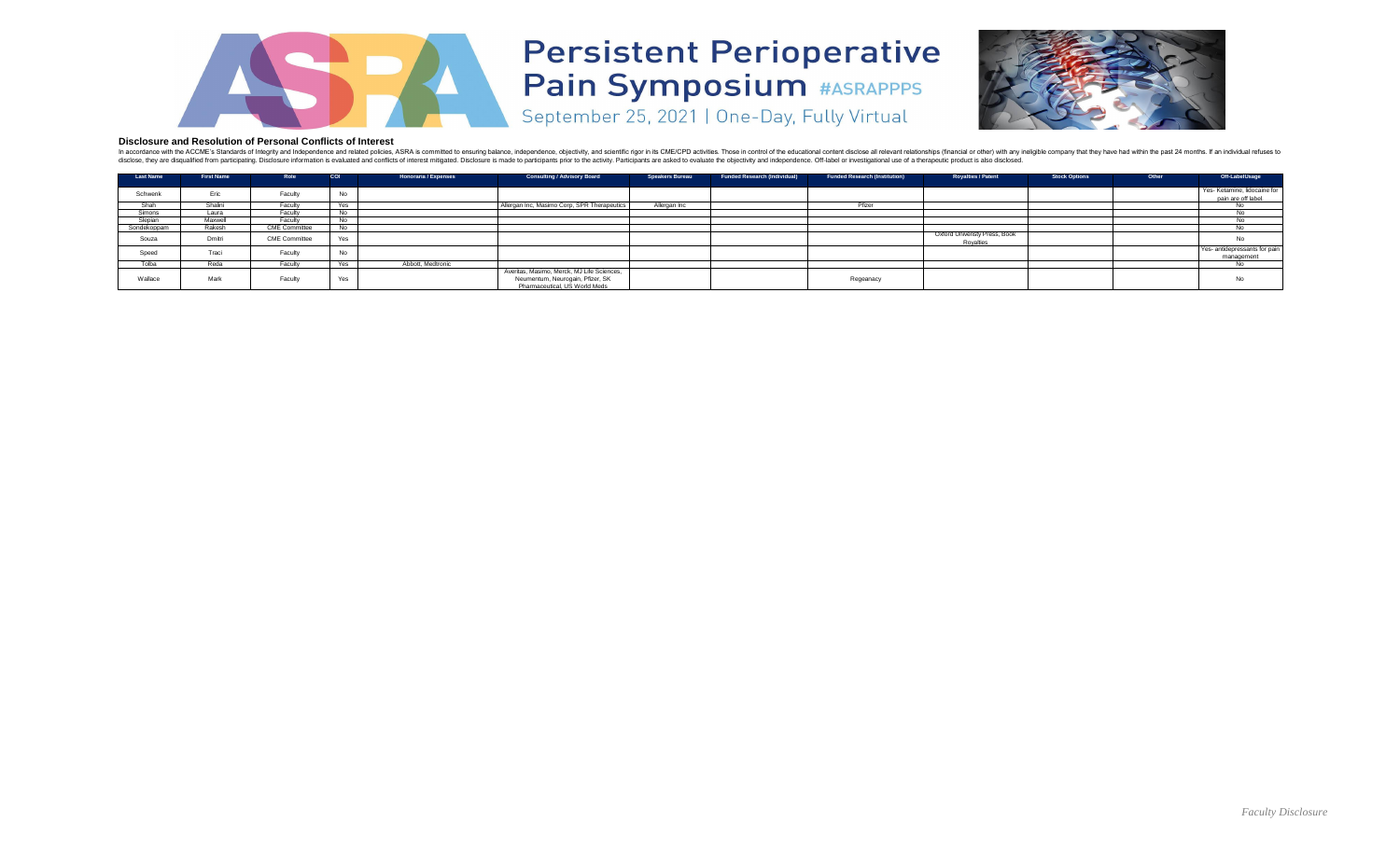# Persistent Perioperative Pain Symposium #ASRAPPPS

September 25, 2021 | One-Day, Fully Virtual

### Disclosure and Resolution of Personal Conflicts of Interest

In accordance with the ACCME's Standards of Integrity and Independence and related policies, ASRA is committed to ensuring balance, independence, objectivity, and scientific rigor in its CME/CPD activities. Those in control of the educational content disclose all relevant relationships (financial or other) with any ineligible company that they have had within the past 24 months. If an individual refuses to disclose, they are disqualified from participating. Disclosure information is evaluated and conflicts of interest mitigated. Disclosure is made to participants prior to the activity. Participants are asked to evaluate the objectivity and independence. Off-label or investigational use of a therapeutic product is also disclosed.

| Last Name | First Name | Role | COI | Honoraria / Expenses | Consulting / Advisory Board | Speakers Bureau | Funded Research (Individual) | Funded Research (Institution) | Royalties / Patent | Stock Options | Other | Off-Label/Usage |
|---|---|---|---|---|---|---|---|---|---|---|---|---|
| Schwenk | Eric | Faculty | No | | | | | | | | | Yes- Ketamine, lidocaine for pain are off label. |
| Shah | Shalini | Faculty | Yes | | Allergan Inc, Masimo Corp, SPR Therapeutics | Allergan Inc | | Pfizer | | | | No |
| Simons | Laura | Faculty | No | | | | | | | | | No |
| Slepian | Maxwell | Faculty | No | | | | | | | | | No |
| Sondekoppam | Rakesh | CME Committee | No | | | | | | | | | No |
| Souza | Dmitri | CME Committee | Yes | | | | | | Oxford University Press, Book Royalties | | | No |
| Speed | Traci | Faculty | No | | | | | | | | | Yes- antidepressants for pain management |
| Tolba | Reda | Faculty | Yes | Abbott, Medtronic | | | | | | | | No |
| Wallace | Mark | Faculty | Yes | | Averitas, Masimo, Merck, MJ Life Sciences, Neumentum, Neurogain, Pfizer, SK Pharmaceutical, US World Meds | | | Regeanacy | | | | No |

*Faculty Disclosure*